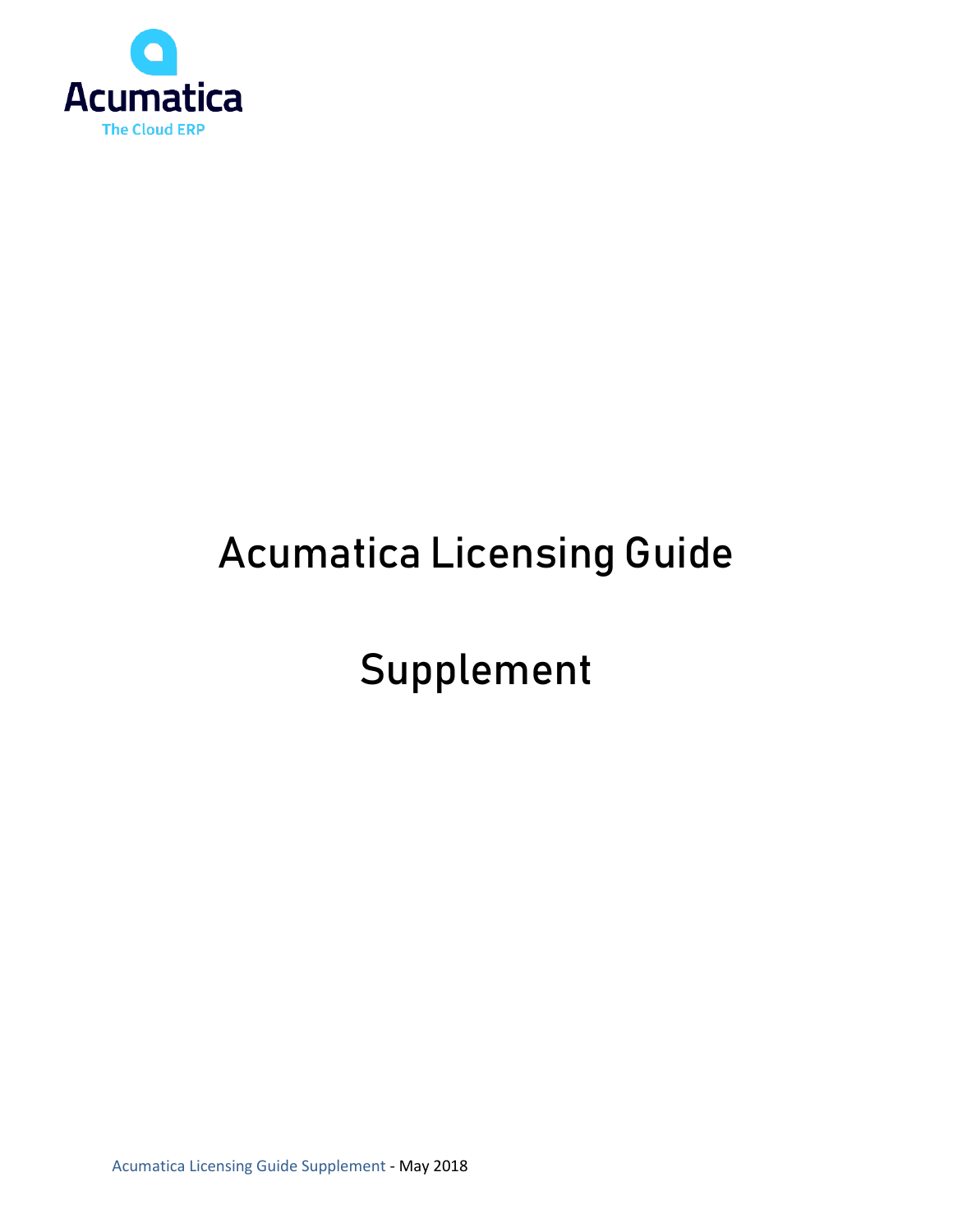Acumatica

The Cloud ERP

# Acumatica Licensing Guide

# Supplement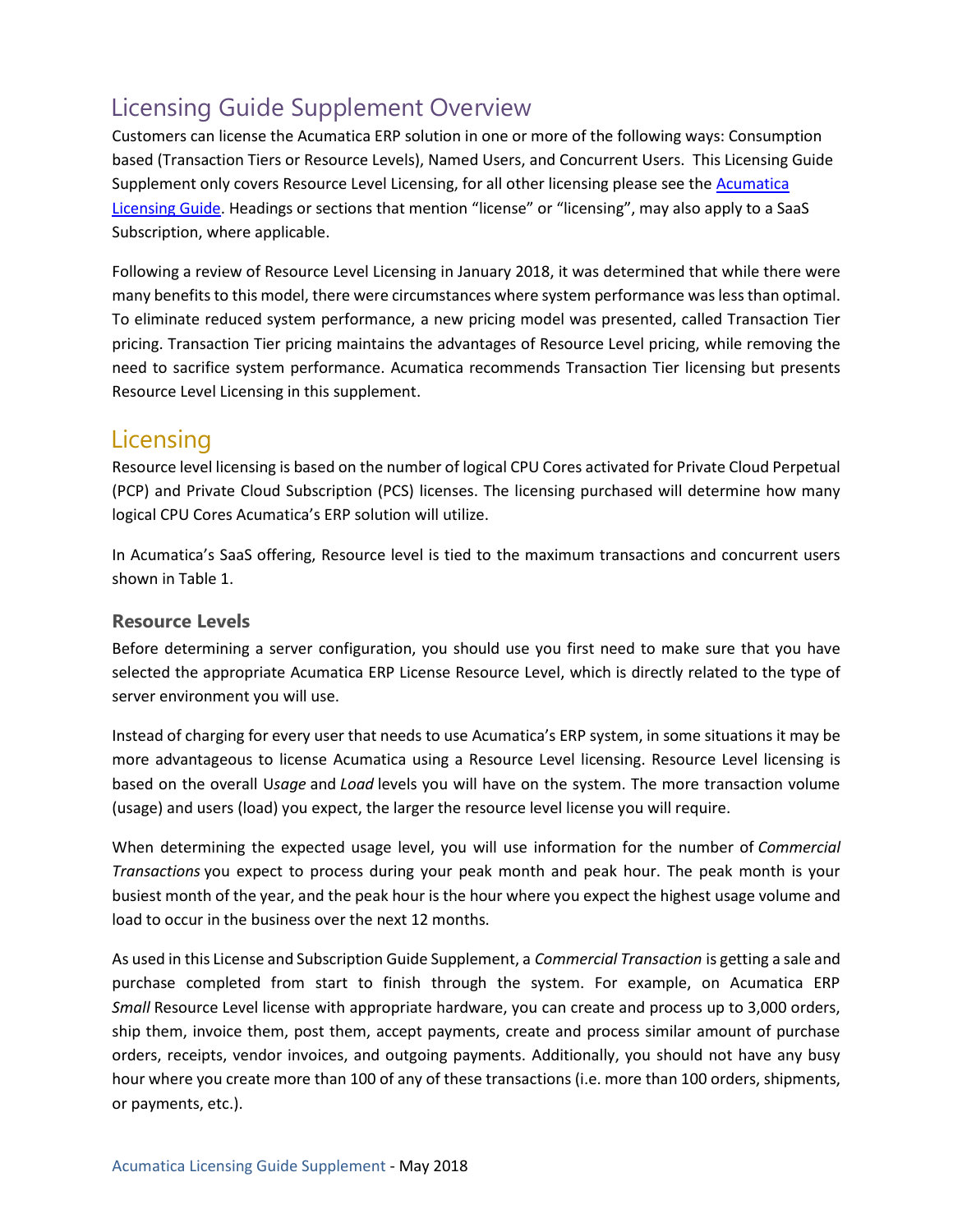# Licensing Guide Supplement Overview

Customers can license the Acumatica ERP solution in one or more of the following ways: Consumption based (Transaction Tiers or Resource Levels), Named Users, and Concurrent Users. This Licensing Guide Supplement only covers Resource Level Licensing, for all other licensing please see the [Acumatica Licensing Guide](). Headings or sections that mention "license" or "licensing", may also apply to a SaaS Subscription, where applicable.

Following a review of Resource Level Licensing in January 2018, it was determined that while there were many benefits to this model, there were circumstances where system performance was less than optimal. To eliminate reduced system performance, a new pricing model was presented, called Transaction Tier pricing. Transaction Tier pricing maintains the advantages of Resource Level pricing, while removing the need to sacrifice system performance. Acumatica recommends Transaction Tier licensing but presents Resource Level Licensing in this supplement.

# Licensing

Resource level licensing is based on the number of logical CPU Cores activated for Private Cloud Perpetual (PCP) and Private Cloud Subscription (PCS) licenses. The licensing purchased will determine how many logical CPU Cores Acumatica's ERP solution will utilize.

In Acumatica's SaaS offering, Resource level is tied to the maximum transactions and concurrent users shown in Table 1.

### Resource Levels

Before determining a server configuration, you should use you first need to make sure that you have selected the appropriate Acumatica ERP License Resource Level, which is directly related to the type of server environment you will use.

Instead of charging for every user that needs to use Acumatica's ERP system, in some situations it may be more advantageous to license Acumatica using a Resource Level licensing. Resource Level licensing is based on the overall U*sage* and *Load* levels you will have on the system. The more transaction volume (usage) and users (load) you expect, the larger the resource level license you will require.

When determining the expected usage level, you will use information for the number of *Commercial Transactions* you expect to process during your peak month and peak hour. The peak month is your busiest month of the year, and the peak hour is the hour where you expect the highest usage volume and load to occur in the business over the next 12 months.

As used in this License and Subscription Guide Supplement, a *Commercial Transaction* is getting a sale and purchase completed from start to finish through the system. For example, on Acumatica ERP *Small* Resource Level license with appropriate hardware, you can create and process up to 3,000 orders, ship them, invoice them, post them, accept payments, create and process similar amount of purchase orders, receipts, vendor invoices, and outgoing payments. Additionally, you should not have any busy hour where you create more than 100 of any of these transactions (i.e. more than 100 orders, shipments, or payments, etc.).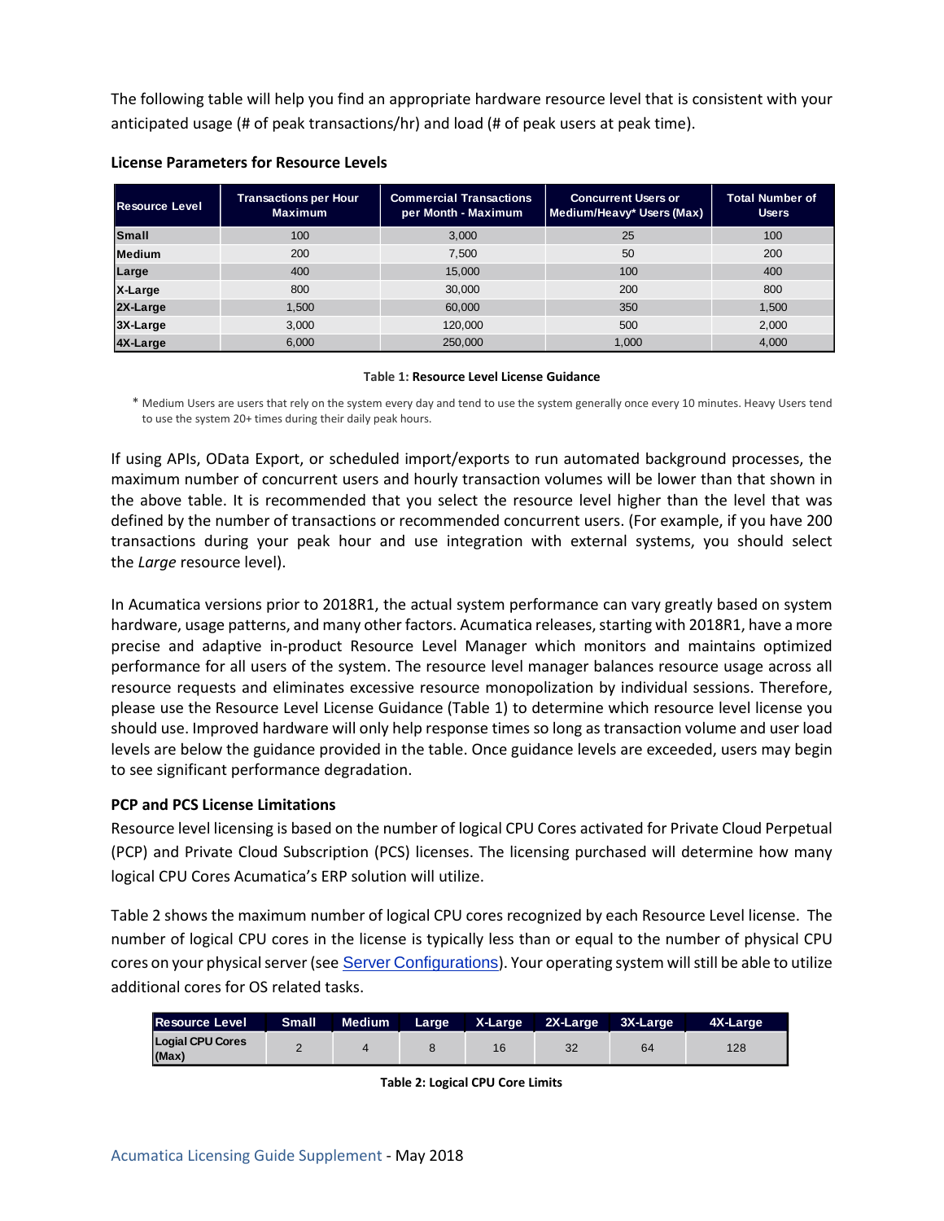The following table will help you find an appropriate hardware resource level that is consistent with your anticipated usage (# of peak transactions/hr) and load (# of peak users at peak time).

**License Parameters for Resource Levels**

| Resource Level | Transactions per Hour Maximum | Commercial Transactions per Month - Maximum | Concurrent Users or Medium/Heavy* Users (Max) | Total Number of Users |
|---|---|---|---|---|
| Small | 100 | 3,000 | 25 | 100 |
| Medium | 200 | 7,500 | 50 | 200 |
| Large | 400 | 15,000 | 100 | 400 |
| X-Large | 800 | 30,000 | 200 | 800 |
| 2X-Large | 1,500 | 60,000 | 350 | 1,500 |
| 3X-Large | 3,000 | 120,000 | 500 | 2,000 |
| 4X-Large | 6,000 | 250,000 | 1,000 | 4,000 |

**Table 1: Resource Level License Guidance**

* Medium Users are users that rely on the system every day and tend to use the system generally once every 10 minutes. Heavy Users tend to use the system 20+ times during their daily peak hours.

If using APIs, OData Export, or scheduled import/exports to run automated background processes, the maximum number of concurrent users and hourly transaction volumes will be lower than that shown in the above table. It is recommended that you select the resource level higher than the level that was defined by the number of transactions or recommended concurrent users. (For example, if you have 200 transactions during your peak hour and use integration with external systems, you should select the *Large* resource level).

In Acumatica versions prior to 2018R1, the actual system performance can vary greatly based on system hardware, usage patterns, and many other factors. Acumatica releases, starting with 2018R1, have a more precise and adaptive in-product Resource Level Manager which monitors and maintains optimized performance for all users of the system. The resource level manager balances resource usage across all resource requests and eliminates excessive resource monopolization by individual sessions. Therefore, please use the Resource Level License Guidance (Table 1) to determine which resource level license you should use. Improved hardware will only help response times so long as transaction volume and user load levels are below the guidance provided in the table. Once guidance levels are exceeded, users may begin to see significant performance degradation.

### PCP and PCS License Limitations

Resource level licensing is based on the number of logical CPU Cores activated for Private Cloud Perpetual (PCP) and Private Cloud Subscription (PCS) licenses. The licensing purchased will determine how many logical CPU Cores Acumatica's ERP solution will utilize.

Table 2 shows the maximum number of logical CPU cores recognized by each Resource Level license. The number of logical CPU cores in the license is typically less than or equal to the number of physical CPU cores on your physical server (see Server Configurations). Your operating system will still be able to utilize additional cores for OS related tasks.

| Resource Level | Small | Medium | Large | X-Large | 2X-Large | 3X-Large | 4X-Large |
|---|---|---|---|---|---|---|---|
| Logial CPU Cores (Max) | 2 | 4 | 8 | 16 | 32 | 64 | 128 |

**Table 2: Logical CPU Core Limits**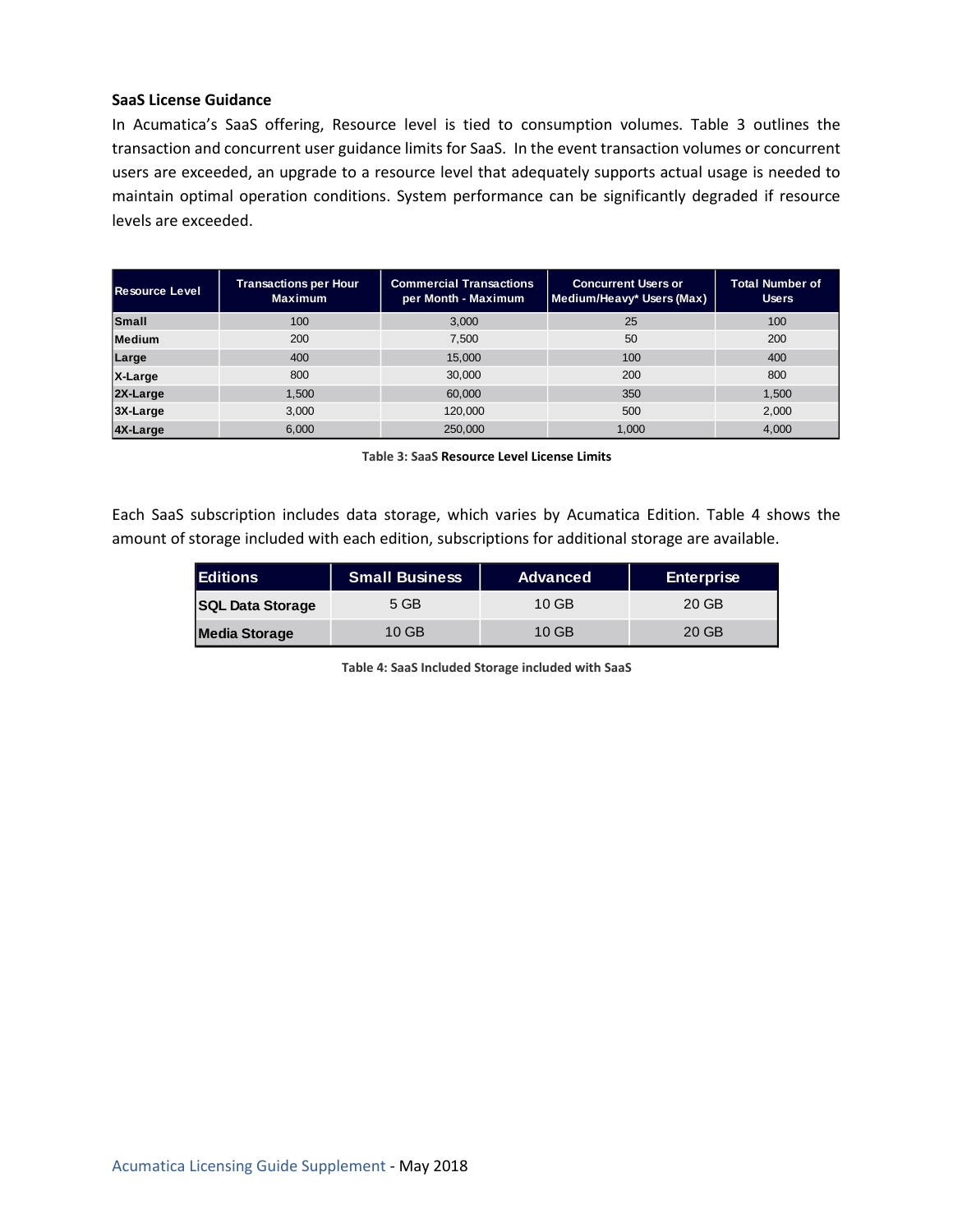### SaaS License Guidance

In Acumatica's SaaS offering, Resource level is tied to consumption volumes. Table 3 outlines the transaction and concurrent user guidance limits for SaaS. In the event transaction volumes or concurrent users are exceeded, an upgrade to a resource level that adequately supports actual usage is needed to maintain optimal operation conditions. System performance can be significantly degraded if resource levels are exceeded.

| Resource Level | Transactions per Hour Maximum | Commercial Transactions per Month - Maximum | Concurrent Users or Medium/Heavy* Users (Max) | Total Number of Users |
|---|---|---|---|---|
| **Small** | 100 | 3,000 | 25 | 100 |
| **Medium** | 200 | 7,500 | 50 | 200 |
| **Large** | 400 | 15,000 | 100 | 400 |
| **X-Large** | 800 | 30,000 | 200 | 800 |
| **2X-Large** | 1,500 | 60,000 | 350 | 1,500 |
| **3X-Large** | 3,000 | 120,000 | 500 | 2,000 |
| **4X-Large** | 6,000 | 250,000 | 1,000 | 4,000 |

**Table 3: SaaS Resource Level License Limits**

Each SaaS subscription includes data storage, which varies by Acumatica Edition. Table 4 shows the amount of storage included with each edition, subscriptions for additional storage are available.

| Editions | Small Business | Advanced | Enterprise |
|---|---|---|---|
| **SQL Data Storage** | 5 GB | 10 GB | 20 GB |
| **Media Storage** | 10 GB | 10 GB | 20 GB |

**Table 4: SaaS Included Storage included with SaaS**